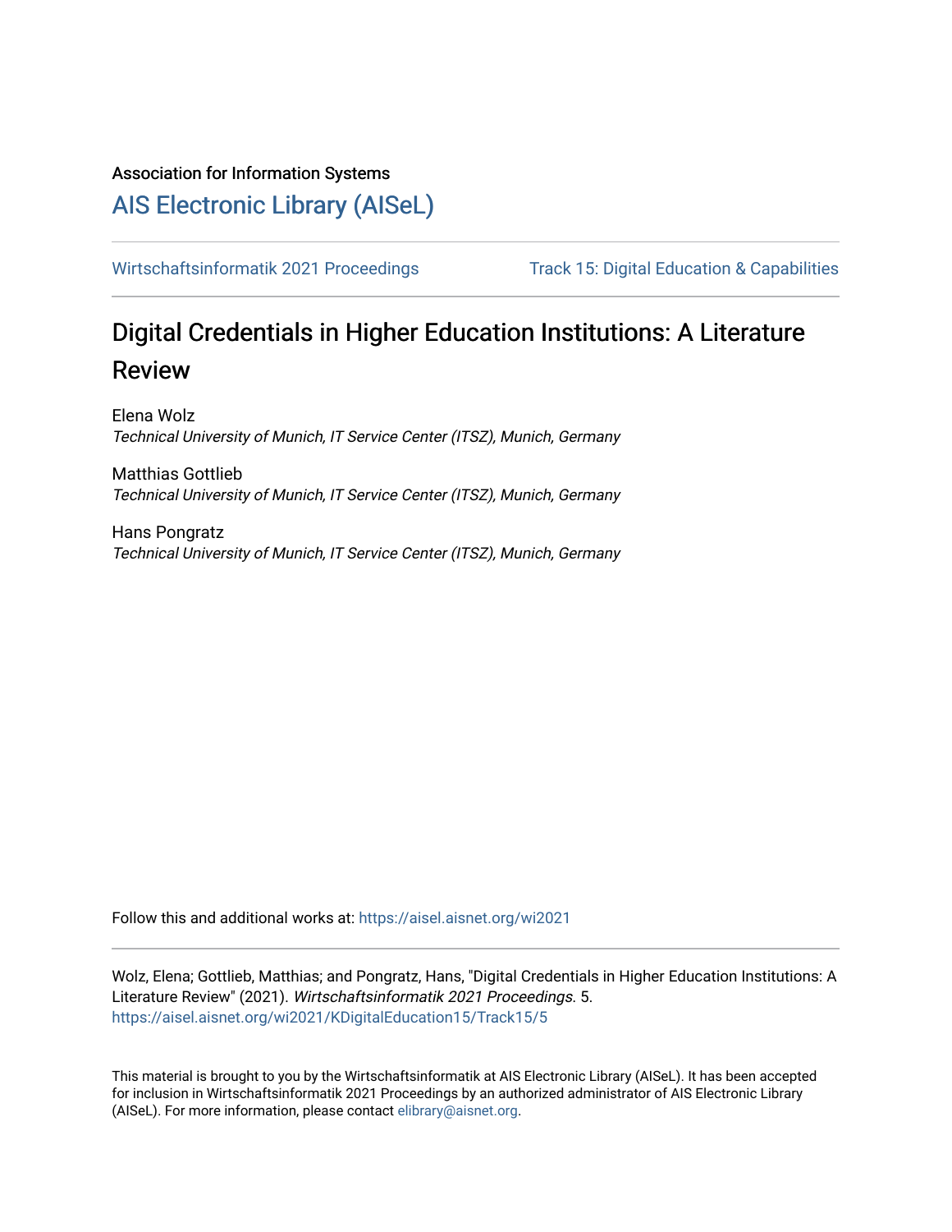Association for Information Systems

# AIS Electronic Library (AISeL)

Wirtschaftsinformatik 2021 Proceedings

Track 15: Digital Education & Capabilities

## Digital Credentials in Higher Education Institutions: A Literature Review

Elena Wolz
*Technical University of Munich, IT Service Center (ITSZ), Munich, Germany*

Matthias Gottlieb
*Technical University of Munich, IT Service Center (ITSZ), Munich, Germany*

Hans Pongratz
*Technical University of Munich, IT Service Center (ITSZ), Munich, Germany*

Follow this and additional works at: https://aisel.aisnet.org/wi2021

Wolz, Elena; Gottlieb, Matthias; and Pongratz, Hans, "Digital Credentials in Higher Education Institutions: A Literature Review" (2021). *Wirtschaftsinformatik 2021 Proceedings*. 5.
https://aisel.aisnet.org/wi2021/KDigitalEducation15/Track15/5

This material is brought to you by the Wirtschaftsinformatik at AIS Electronic Library (AISeL). It has been accepted for inclusion in Wirtschaftsinformatik 2021 Proceedings by an authorized administrator of AIS Electronic Library (AISeL). For more information, please contact elibrary@aisnet.org.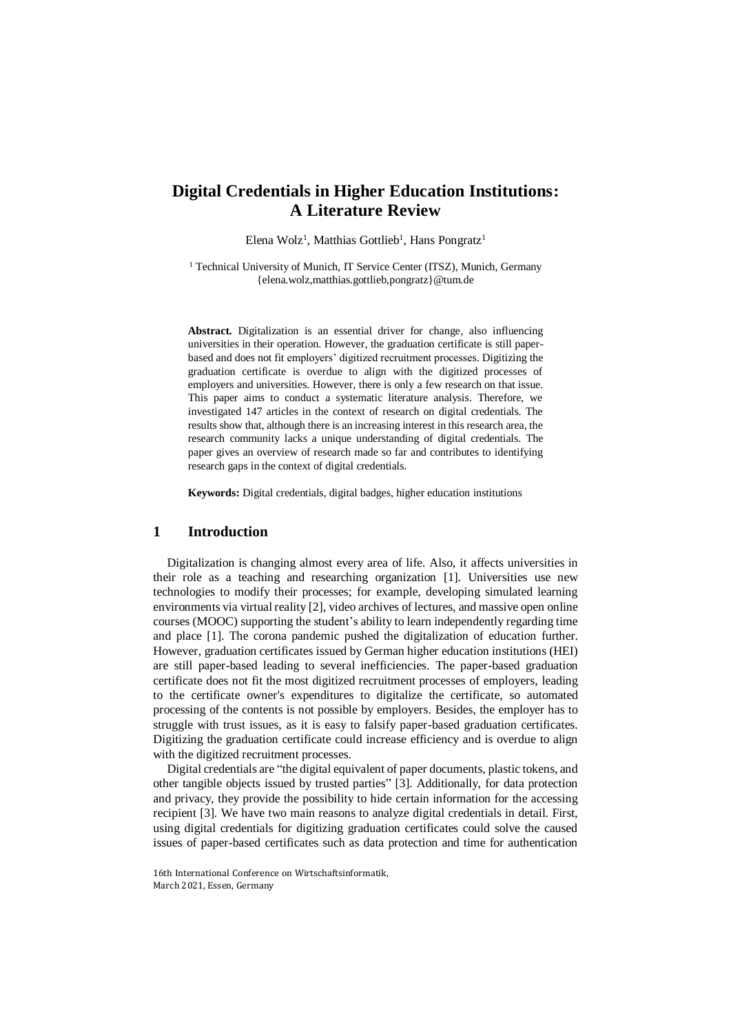# Digital Credentials in Higher Education Institutions: A Literature Review

Elena Wolz[1], Matthias Gottlieb[1], Hans Pongratz[1]

[1] Technical University of Munich, IT Service Center (ITSZ), Munich, Germany
{elena.wolz,matthias.gottlieb,pongratz}@tum.de

**Abstract.** Digitalization is an essential driver for change, also influencing universities in their operation. However, the graduation certificate is still paper-based and does not fit employers' digitized recruitment processes. Digitizing the graduation certificate is overdue to align with the digitized processes of employers and universities. However, there is only a few research on that issue. This paper aims to conduct a systematic literature analysis. Therefore, we investigated 147 articles in the context of research on digital credentials. The results show that, although there is an increasing interest in this research area, the research community lacks a unique understanding of digital credentials. The paper gives an overview of research made so far and contributes to identifying research gaps in the context of digital credentials.

**Keywords:** Digital credentials, digital badges, higher education institutions

## 1 Introduction

Digitalization is changing almost every area of life. Also, it affects universities in their role as a teaching and researching organization [1]. Universities use new technologies to modify their processes; for example, developing simulated learning environments via virtual reality [2], video archives of lectures, and massive open online courses (MOOC) supporting the student's ability to learn independently regarding time and place [1]. The corona pandemic pushed the digitalization of education further. However, graduation certificates issued by German higher education institutions (HEI) are still paper-based leading to several inefficiencies. The paper-based graduation certificate does not fit the most digitized recruitment processes of employers, leading to the certificate owner's expenditures to digitalize the certificate, so automated processing of the contents is not possible by employers. Besides, the employer has to struggle with trust issues, as it is easy to falsify paper-based graduation certificates. Digitizing the graduation certificate could increase efficiency and is overdue to align with the digitized recruitment processes.

Digital credentials are "the digital equivalent of paper documents, plastic tokens, and other tangible objects issued by trusted parties" [3]. Additionally, for data protection and privacy, they provide the possibility to hide certain information for the accessing recipient [3]. We have two main reasons to analyze digital credentials in detail. First, using digital credentials for digitizing graduation certificates could solve the caused issues of paper-based certificates such as data protection and time for authentication

16th International Conference on Wirtschaftsinformatik,
March 2021, Essen, Germany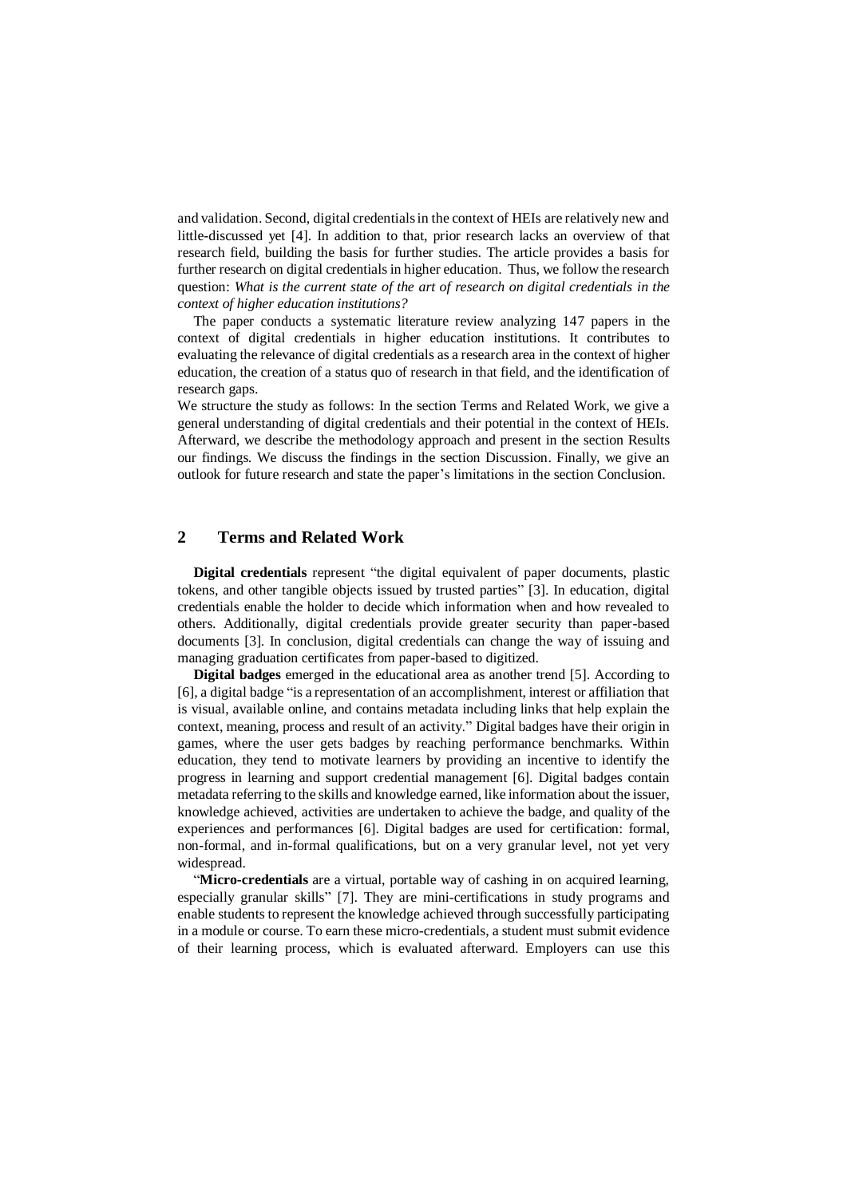and validation. Second, digital credentials in the context of HEIs are relatively new and little-discussed yet [4]. In addition to that, prior research lacks an overview of that research field, building the basis for further studies. The article provides a basis for further research on digital credentials in higher education. Thus, we follow the research question: *What is the current state of the art of research on digital credentials in the context of higher education institutions?*

The paper conducts a systematic literature review analyzing 147 papers in the context of digital credentials in higher education institutions. It contributes to evaluating the relevance of digital credentials as a research area in the context of higher education, the creation of a status quo of research in that field, and the identification of research gaps.

We structure the study as follows: In the section Terms and Related Work, we give a general understanding of digital credentials and their potential in the context of HEIs. Afterward, we describe the methodology approach and present in the section Results our findings. We discuss the findings in the section Discussion. Finally, we give an outlook for future research and state the paper's limitations in the section Conclusion.

## 2 Terms and Related Work

**Digital credentials** represent "the digital equivalent of paper documents, plastic tokens, and other tangible objects issued by trusted parties" [3]. In education, digital credentials enable the holder to decide which information when and how revealed to others. Additionally, digital credentials provide greater security than paper-based documents [3]. In conclusion, digital credentials can change the way of issuing and managing graduation certificates from paper-based to digitized.

**Digital badges** emerged in the educational area as another trend [5]. According to [6], a digital badge "is a representation of an accomplishment, interest or affiliation that is visual, available online, and contains metadata including links that help explain the context, meaning, process and result of an activity." Digital badges have their origin in games, where the user gets badges by reaching performance benchmarks. Within education, they tend to motivate learners by providing an incentive to identify the progress in learning and support credential management [6]. Digital badges contain metadata referring to the skills and knowledge earned, like information about the issuer, knowledge achieved, activities are undertaken to achieve the badge, and quality of the experiences and performances [6]. Digital badges are used for certification: formal, non-formal, and in-formal qualifications, but on a very granular level, not yet very widespread.

"**Micro-credentials** are a virtual, portable way of cashing in on acquired learning, especially granular skills" [7]. They are mini-certifications in study programs and enable students to represent the knowledge achieved through successfully participating in a module or course. To earn these micro-credentials, a student must submit evidence of their learning process, which is evaluated afterward. Employers can use this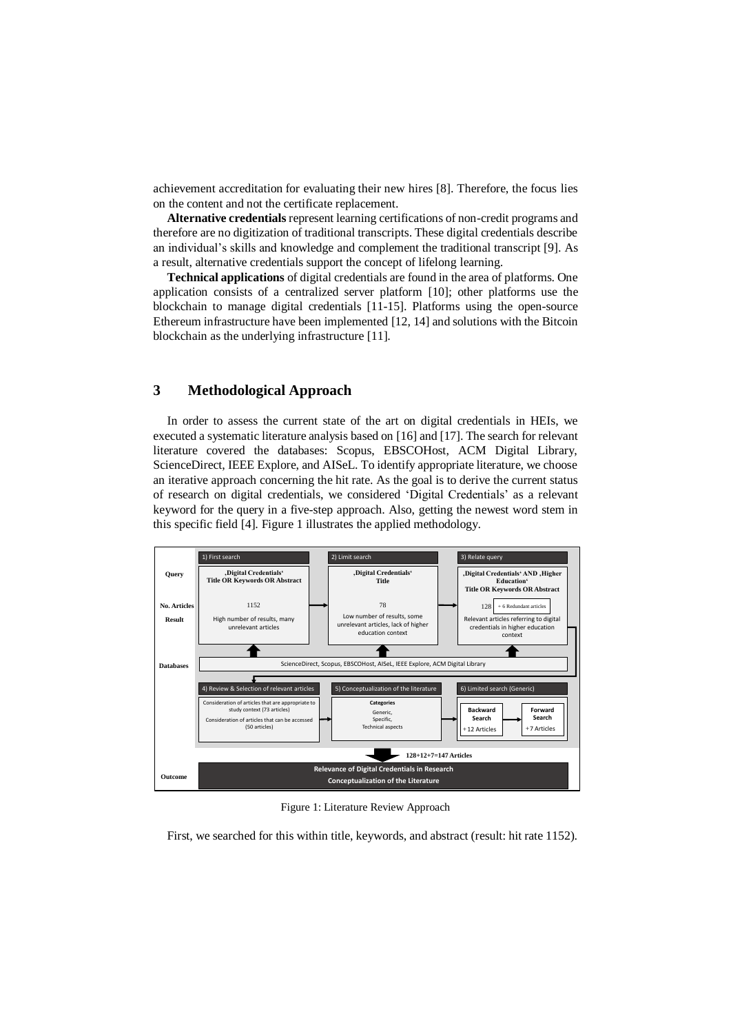achievement accreditation for evaluating their new hires [8]. Therefore, the focus lies on the content and not the certificate replacement.

**Alternative credentials** represent learning certifications of non-credit programs and therefore are no digitization of traditional transcripts. These digital credentials describe an individual's skills and knowledge and complement the traditional transcript [9]. As a result, alternative credentials support the concept of lifelong learning.

**Technical applications** of digital credentials are found in the area of platforms. One application consists of a centralized server platform [10]; other platforms use the blockchain to manage digital credentials [11-15]. Platforms using the open-source Ethereum infrastructure have been implemented [12, 14] and solutions with the Bitcoin blockchain as the underlying infrastructure [11].

## 3 Methodological Approach

In order to assess the current state of the art on digital credentials in HEIs, we executed a systematic literature analysis based on [16] and [17]. The search for relevant literature covered the databases: Scopus, EBSCOHost, ACM Digital Library, ScienceDirect, IEEE Explore, and AISeL. To identify appropriate literature, we choose an iterative approach concerning the hit rate. As the goal is to derive the current status of research on digital credentials, we considered 'Digital Credentials' as a relevant keyword for the query in a five-step approach. Also, getting the newest word stem in this specific field [4]. Figure 1 illustrates the applied methodology.

| | 1) First search | 2) Limit search | 3) Relate query |
|---|---|---|---|
| **Query** | **'Digital Credentials' Title OR Keywords OR Abstract** | **'Digital Credentials' Title** | **'Digital Credentials' AND 'Higher Education' Title OR Keywords OR Abstract** |
| **No. Articles** | 1152 | 78 | 128 + 6 Redundant articles |
| **Result** | High number of results, many unrelevant articles | Low number of results, some unrelevant articles, lack of higher education context | Relevant articles referring to digital credentials in higher education context |
| **Databases** | ScienceDirect, Scopus, EBSCOHost, AISeL, IEEE Explore, ACM Digital Library | | |

| 4) Review & Selection of relevant articles | 5) Conceptualization of the literature | 6) Limited search (Generic) |
|---|---|---|
| Consideration of articles that are appropriate to study context (73 articles); Consideration of articles that can be accessed (50 articles) | **Categories**: Generic, Specific, Technical aspects | **Backward Search** +12 Articles → **Forward Search** +7 Articles |

**128+12+7=147 Articles**

**Outcome:** Relevance of Digital Credentials in Research; Conceptualization of the Literature

Figure 1: Literature Review Approach

First, we searched for this within title, keywords, and abstract (result: hit rate 1152).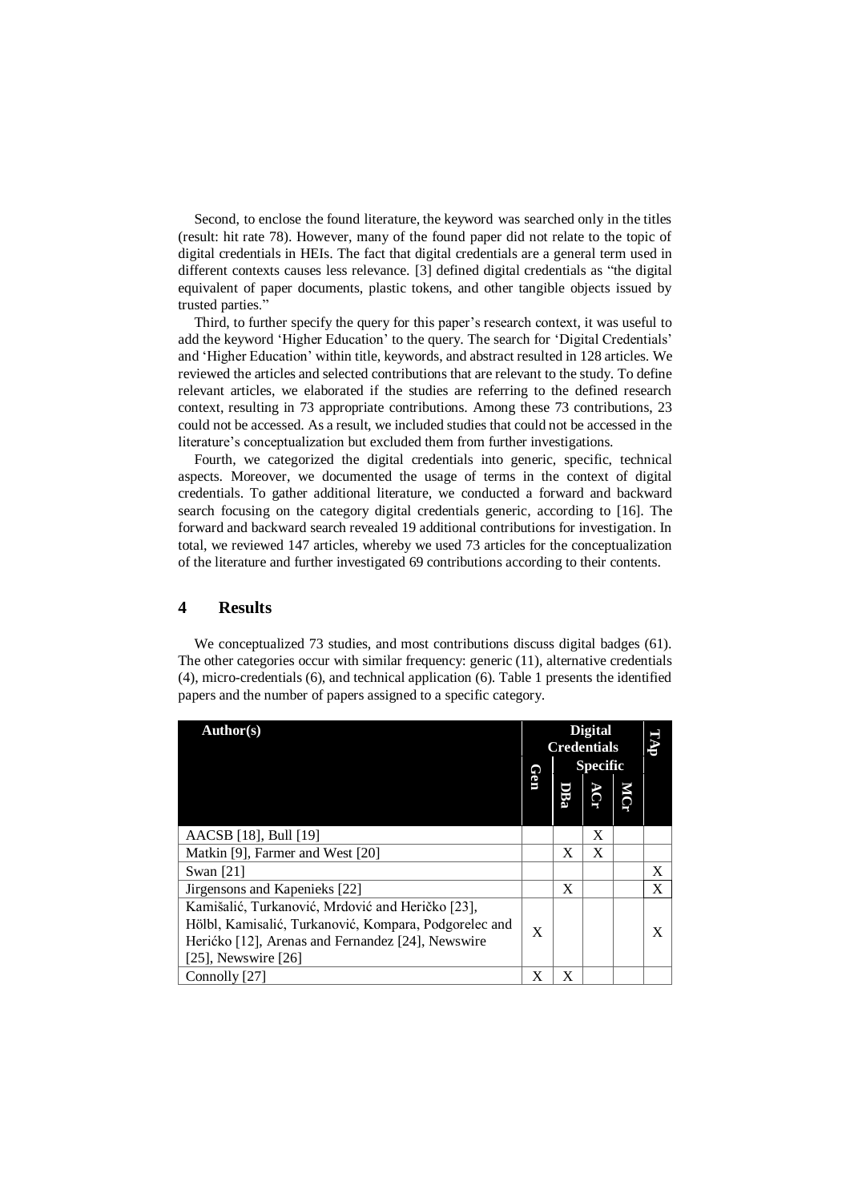Second, to enclose the found literature, the keyword was searched only in the titles (result: hit rate 78). However, many of the found paper did not relate to the topic of digital credentials in HEIs. The fact that digital credentials are a general term used in different contexts causes less relevance. [3] defined digital credentials as "the digital equivalent of paper documents, plastic tokens, and other tangible objects issued by trusted parties."

Third, to further specify the query for this paper's research context, it was useful to add the keyword 'Higher Education' to the query. The search for 'Digital Credentials' and 'Higher Education' within title, keywords, and abstract resulted in 128 articles. We reviewed the articles and selected contributions that are relevant to the study. To define relevant articles, we elaborated if the studies are referring to the defined research context, resulting in 73 appropriate contributions. Among these 73 contributions, 23 could not be accessed. As a result, we included studies that could not be accessed in the literature's conceptualization but excluded them from further investigations.

Fourth, we categorized the digital credentials into generic, specific, technical aspects. Moreover, we documented the usage of terms in the context of digital credentials. To gather additional literature, we conducted a forward and backward search focusing on the category digital credentials generic, according to [16]. The forward and backward search revealed 19 additional contributions for investigation. In total, we reviewed 147 articles, whereby we used 73 articles for the conceptualization of the literature and further investigated 69 contributions according to their contents.

## 4 Results

We conceptualized 73 studies, and most contributions discuss digital badges (61). The other categories occur with similar frequency: generic (11), alternative credentials (4), micro-credentials (6), and technical application (6). Table 1 presents the identified papers and the number of papers assigned to a specific category.

| Author(s) | Digital Credentials | | | | TAp |
|---|---|---|---|---|---|
| | Gen | Specific | | | |
| | | DBa | ACr | MCr | |
| AACSB [18], Bull [19] | | | X | | |
| Matkin [9], Farmer and West [20] | | X | X | | |
| Swan [21] | | | | | X |
| Jirgensons and Kapenieks [22] | | X | | | X |
| Kamišalić, Turkanović, Mrdović and Heričko [23], Hölbl, Kamisalić, Turkanović, Kompara, Podgorelec and Herićko [12], Arenas and Fernandez [24], Newswire [25], Newswire [26] | X | | | | X |
| Connolly [27] | X | X | | | |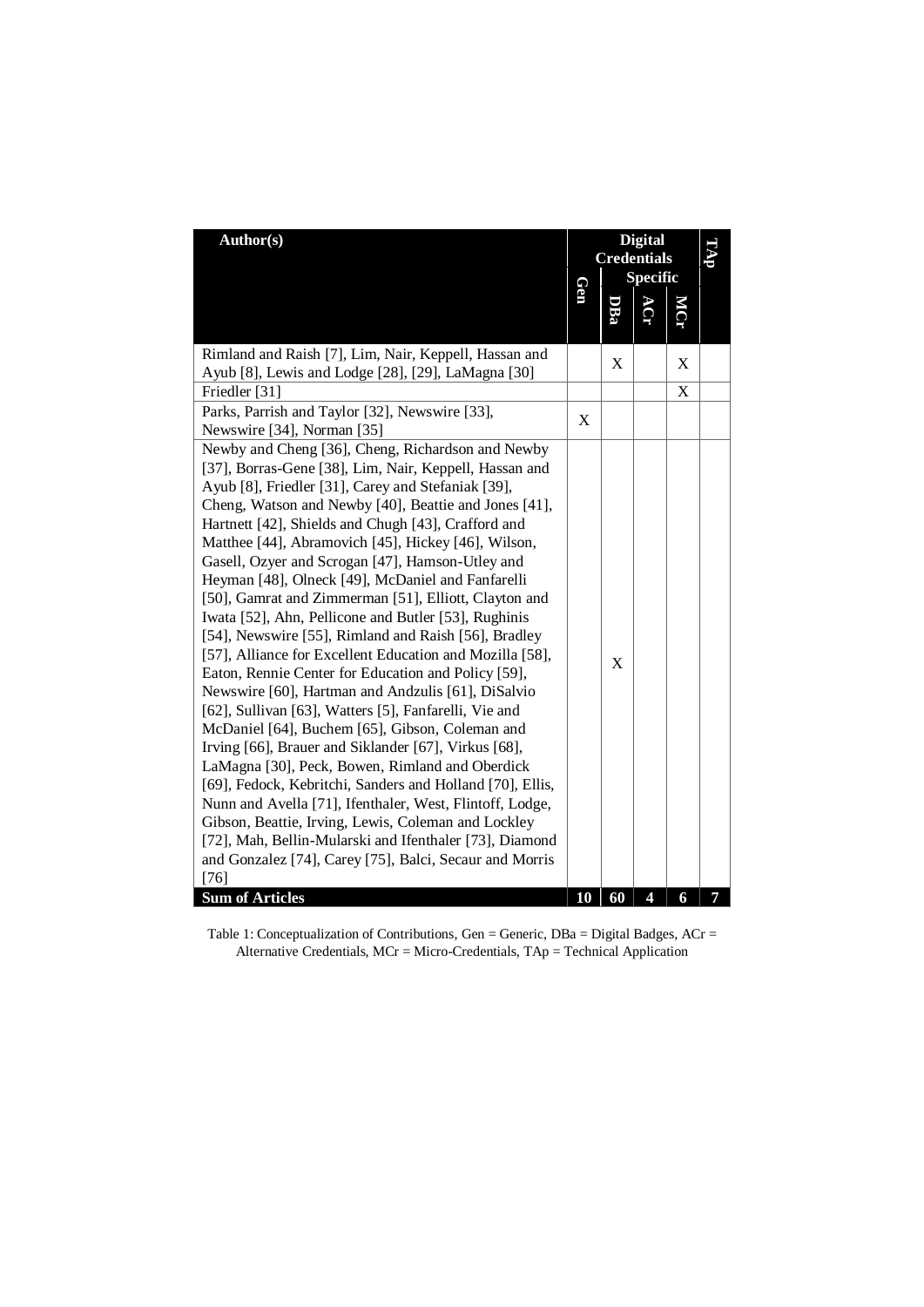| Author(s) | Digital Credentials | | | | TAp |
|---|---|---|---|---|---|
| | Gen | Specific | | | |
| | | DBa | ACr | MCr | |
| Rimland and Raish [7], Lim, Nair, Keppell, Hassan and Ayub [8], Lewis and Lodge [28], [29], LaMagna [30] | | X | | X | |
| Friedler [31] | | | | X | |
| Parks, Parrish and Taylor [32], Newswire [33], Newswire [34], Norman [35] | X | | | | |
| Newby and Cheng [36], Cheng, Richardson and Newby [37], Borras-Gene [38], Lim, Nair, Keppell, Hassan and Ayub [8], Friedler [31], Carey and Stefaniak [39], Cheng, Watson and Newby [40], Beattie and Jones [41], Hartnett [42], Shields and Chugh [43], Crafford and Matthee [44], Abramovich [45], Hickey [46], Wilson, Gasell, Ozyer and Scrogan [47], Hamson-Utley and Heyman [48], Olneck [49], McDaniel and Fanfarelli [50], Gamrat and Zimmerman [51], Elliott, Clayton and Iwata [52], Ahn, Pellicone and Butler [53], Rughinis [54], Newswire [55], Rimland and Raish [56], Bradley [57], Alliance for Excellent Education and Mozilla [58], Eaton, Rennie Center for Education and Policy [59], Newswire [60], Hartman and Andzulis [61], DiSalvio [62], Sullivan [63], Watters [5], Fanfarelli, Vie and McDaniel [64], Buchem [65], Gibson, Coleman and Irving [66], Brauer and Siklander [67], Virkus [68], LaMagna [30], Peck, Bowen, Rimland and Oberdick [69], Fedock, Kebritchi, Sanders and Holland [70], Ellis, Nunn and Avella [71], Ifenthaler, West, Flintoff, Lodge, Gibson, Beattie, Irving, Lewis, Coleman and Lockley [72], Mah, Bellin-Mularski and Ifenthaler [73], Diamond and Gonzalez [74], Carey [75], Balci, Secaur and Morris [76] | | X | | | |
| **Sum of Articles** | **10** | **60** | **4** | **6** | **7** |

Table 1: Conceptualization of Contributions, Gen = Generic, DBa = Digital Badges, ACr = Alternative Credentials, MCr = Micro-Credentials, TAp = Technical Application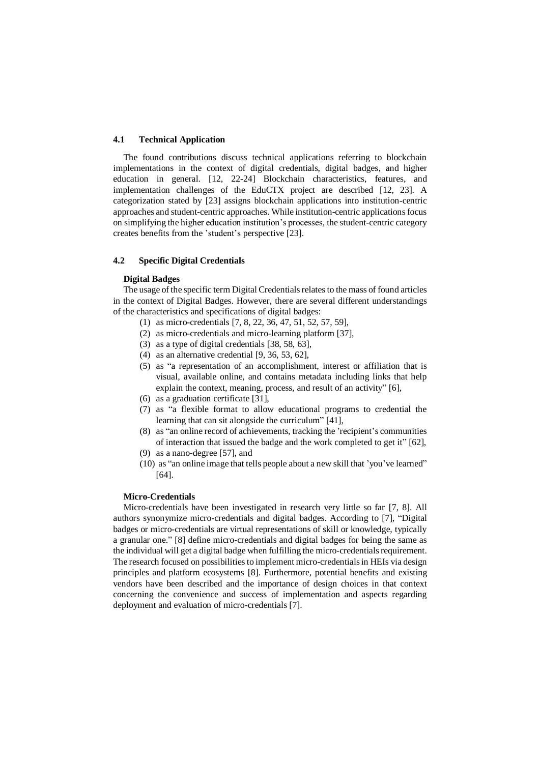### 4.1 Technical Application

The found contributions discuss technical applications referring to blockchain implementations in the context of digital credentials, digital badges, and higher education in general. [12, 22-24] Blockchain characteristics, features, and implementation challenges of the EduCTX project are described [12, 23]. A categorization stated by [23] assigns blockchain applications into institution-centric approaches and student-centric approaches. While institution-centric applications focus on simplifying the higher education institution's processes, the student-centric category creates benefits from the 'student's perspective [23].

### 4.2 Specific Digital Credentials

**Digital Badges**

The usage of the specific term Digital Credentials relates to the mass of found articles in the context of Digital Badges. However, there are several different understandings of the characteristics and specifications of digital badges:

(1) as micro-credentials [7, 8, 22, 36, 47, 51, 52, 57, 59],
(2) as micro-credentials and micro-learning platform [37],
(3) as a type of digital credentials [38, 58, 63],
(4) as an alternative credential [9, 36, 53, 62],
(5) as "a representation of an accomplishment, interest or affiliation that is visual, available online, and contains metadata including links that help explain the context, meaning, process, and result of an activity" [6],
(6) as a graduation certificate [31],
(7) as "a flexible format to allow educational programs to credential the learning that can sit alongside the curriculum" [41],
(8) as "an online record of achievements, tracking the 'recipient's communities of interaction that issued the badge and the work completed to get it" [62],
(9) as a nano-degree [57], and
(10) as "an online image that tells people about a new skill that 'you've learned" [64].

**Micro-Credentials**

Micro-credentials have been investigated in research very little so far [7, 8]. All authors synonymize micro-credentials and digital badges. According to [7], "Digital badges or micro-credentials are virtual representations of skill or knowledge, typically a granular one." [8] define micro-credentials and digital badges for being the same as the individual will get a digital badge when fulfilling the micro-credentials requirement. The research focused on possibilities to implement micro-credentials in HEIs via design principles and platform ecosystems [8]. Furthermore, potential benefits and existing vendors have been described and the importance of design choices in that context concerning the convenience and success of implementation and aspects regarding deployment and evaluation of micro-credentials [7].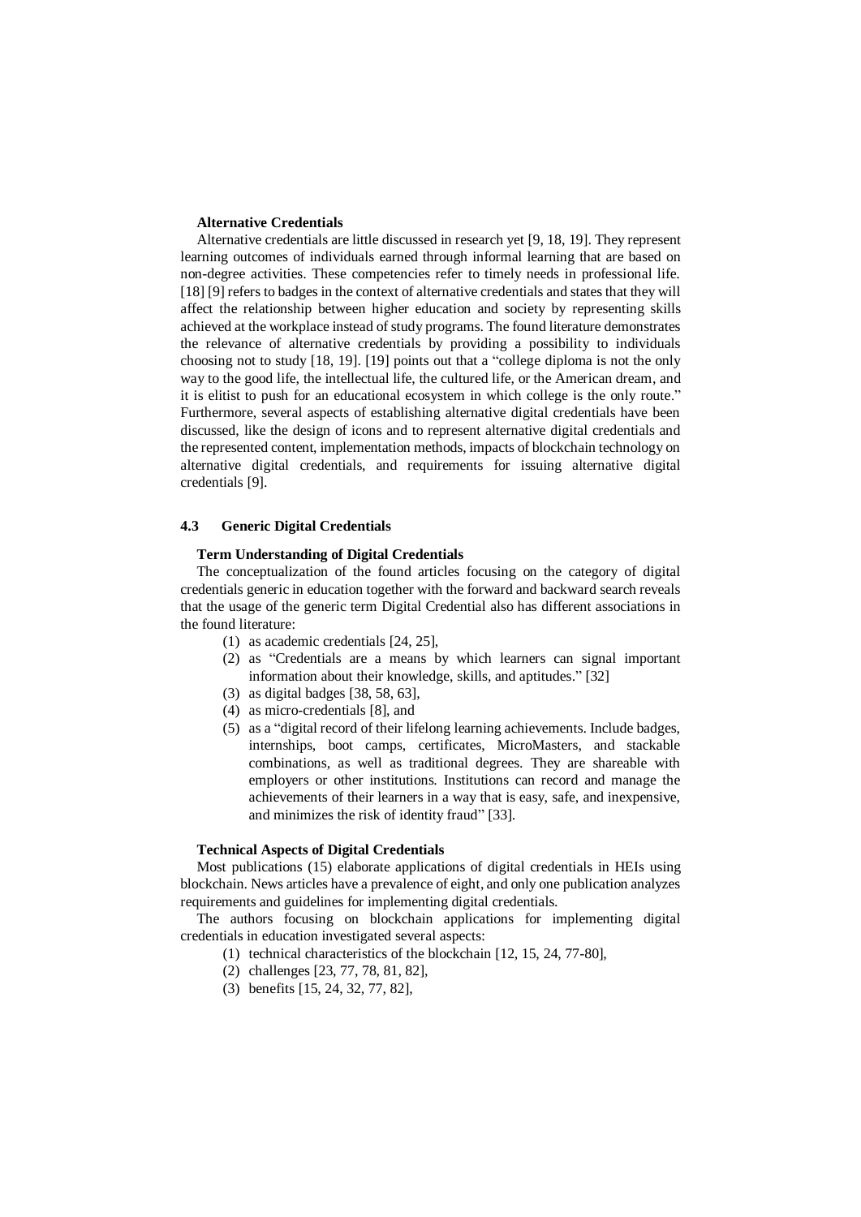**Alternative Credentials**

Alternative credentials are little discussed in research yet [9, 18, 19]. They represent learning outcomes of individuals earned through informal learning that are based on non-degree activities. These competencies refer to timely needs in professional life. [18] [9] refers to badges in the context of alternative credentials and states that they will affect the relationship between higher education and society by representing skills achieved at the workplace instead of study programs. The found literature demonstrates the relevance of alternative credentials by providing a possibility to individuals choosing not to study [18, 19]. [19] points out that a "college diploma is not the only way to the good life, the intellectual life, the cultured life, or the American dream, and it is elitist to push for an educational ecosystem in which college is the only route." Furthermore, several aspects of establishing alternative digital credentials have been discussed, like the design of icons and to represent alternative digital credentials and the represented content, implementation methods, impacts of blockchain technology on alternative digital credentials, and requirements for issuing alternative digital credentials [9].

### 4.3 Generic Digital Credentials

**Term Understanding of Digital Credentials**

The conceptualization of the found articles focusing on the category of digital credentials generic in education together with the forward and backward search reveals that the usage of the generic term Digital Credential also has different associations in the found literature:

1. as academic credentials [24, 25],
2. as "Credentials are a means by which learners can signal important information about their knowledge, skills, and aptitudes." [32]
3. as digital badges [38, 58, 63],
4. as micro-credentials [8], and
5. as a "digital record of their lifelong learning achievements. Include badges, internships, boot camps, certificates, MicroMasters, and stackable combinations, as well as traditional degrees. They are shareable with employers or other institutions. Institutions can record and manage the achievements of their learners in a way that is easy, safe, and inexpensive, and minimizes the risk of identity fraud" [33].

**Technical Aspects of Digital Credentials**

Most publications (15) elaborate applications of digital credentials in HEIs using blockchain. News articles have a prevalence of eight, and only one publication analyzes requirements and guidelines for implementing digital credentials.

The authors focusing on blockchain applications for implementing digital credentials in education investigated several aspects:

1. technical characteristics of the blockchain [12, 15, 24, 77-80],
2. challenges [23, 77, 78, 81, 82],
3. benefits [15, 24, 32, 77, 82],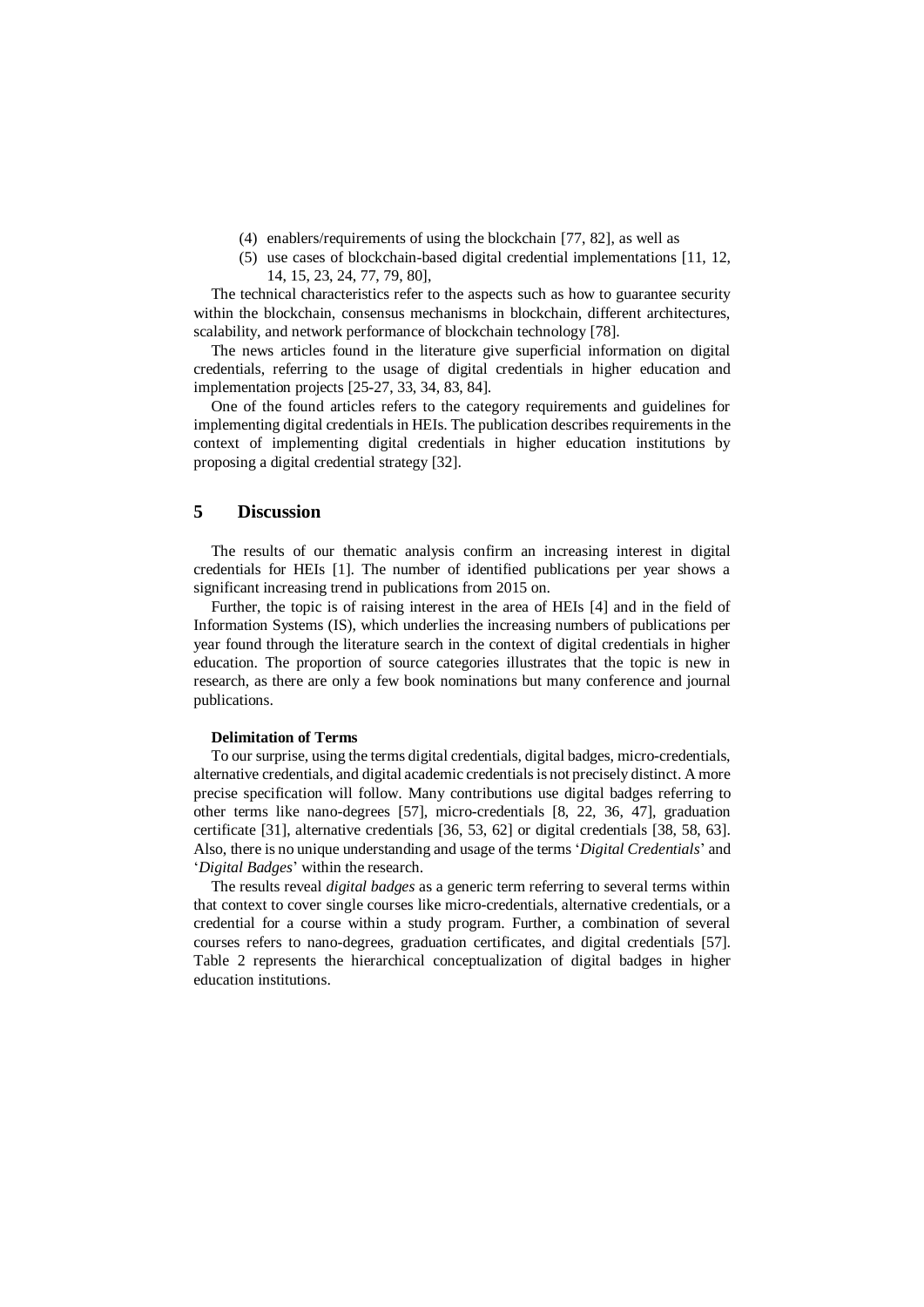(4) enablers/requirements of using the blockchain [77, 82], as well as
(5) use cases of blockchain-based digital credential implementations [11, 12, 14, 15, 23, 24, 77, 79, 80],

The technical characteristics refer to the aspects such as how to guarantee security within the blockchain, consensus mechanisms in blockchain, different architectures, scalability, and network performance of blockchain technology [78].

The news articles found in the literature give superficial information on digital credentials, referring to the usage of digital credentials in higher education and implementation projects [25-27, 33, 34, 83, 84].

One of the found articles refers to the category requirements and guidelines for implementing digital credentials in HEIs. The publication describes requirements in the context of implementing digital credentials in higher education institutions by proposing a digital credential strategy [32].

## 5 Discussion

The results of our thematic analysis confirm an increasing interest in digital credentials for HEIs [1]. The number of identified publications per year shows a significant increasing trend in publications from 2015 on.

Further, the topic is of raising interest in the area of HEIs [4] and in the field of Information Systems (IS), which underlies the increasing numbers of publications per year found through the literature search in the context of digital credentials in higher education. The proportion of source categories illustrates that the topic is new in research, as there are only a few book nominations but many conference and journal publications.

**Delimitation of Terms**

To our surprise, using the terms digital credentials, digital badges, micro-credentials, alternative credentials, and digital academic credentials is not precisely distinct. A more precise specification will follow. Many contributions use digital badges referring to other terms like nano-degrees [57], micro-credentials [8, 22, 36, 47], graduation certificate [31], alternative credentials [36, 53, 62] or digital credentials [38, 58, 63]. Also, there is no unique understanding and usage of the terms '*Digital Credentials*' and '*Digital Badges*' within the research.

The results reveal *digital badges* as a generic term referring to several terms within that context to cover single courses like micro-credentials, alternative credentials, or a credential for a course within a study program. Further, a combination of several courses refers to nano-degrees, graduation certificates, and digital credentials [57]. Table 2 represents the hierarchical conceptualization of digital badges in higher education institutions.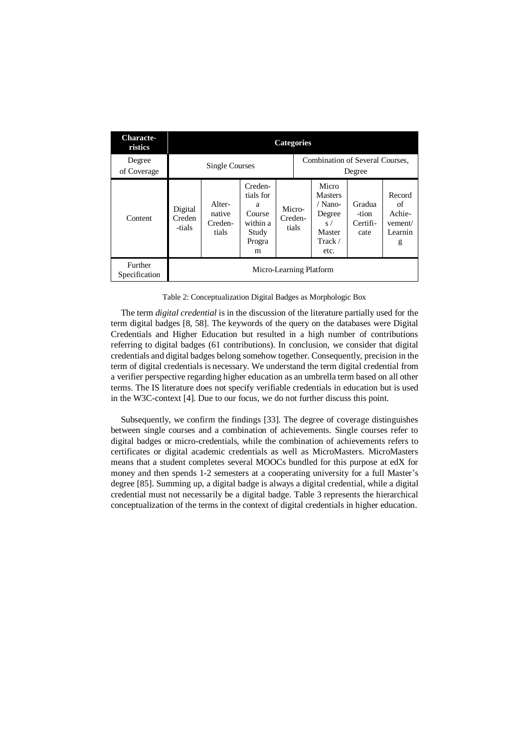| Characteristics | Categories | | | | | | |
|---|---|---|---|---|---|---|---|
| Degree of Coverage | Single Courses | | | | Combination of Several Courses, Degree | | |
| Content | Digital Credentials | Alternative Credentials | Credentials for a Course within a Study Program | Micro-Credentials | Micro Masters / Nano-Degrees / Master Track / etc. | Graduation Certificate | Record of Achievement/ Learning |
| Further Specification | Micro-Learning Platform | | | | | | |

Table 2: Conceptualization Digital Badges as Morphologic Box

The term *digital credential* is in the discussion of the literature partially used for the term digital badges [8, 58]. The keywords of the query on the databases were Digital Credentials and Higher Education but resulted in a high number of contributions referring to digital badges (61 contributions). In conclusion, we consider that digital credentials and digital badges belong somehow together. Consequently, precision in the term of digital credentials is necessary. We understand the term digital credential from a verifier perspective regarding higher education as an umbrella term based on all other terms. The IS literature does not specify verifiable credentials in education but is used in the W3C-context [4]. Due to our focus, we do not further discuss this point.

Subsequently, we confirm the findings [33]. The degree of coverage distinguishes between single courses and a combination of achievements. Single courses refer to digital badges or micro-credentials, while the combination of achievements refers to certificates or digital academic credentials as well as MicroMasters. MicroMasters means that a student completes several MOOCs bundled for this purpose at edX for money and then spends 1-2 semesters at a cooperating university for a full Master's degree [85]. Summing up, a digital badge is always a digital credential, while a digital credential must not necessarily be a digital badge. Table 3 represents the hierarchical conceptualization of the terms in the context of digital credentials in higher education.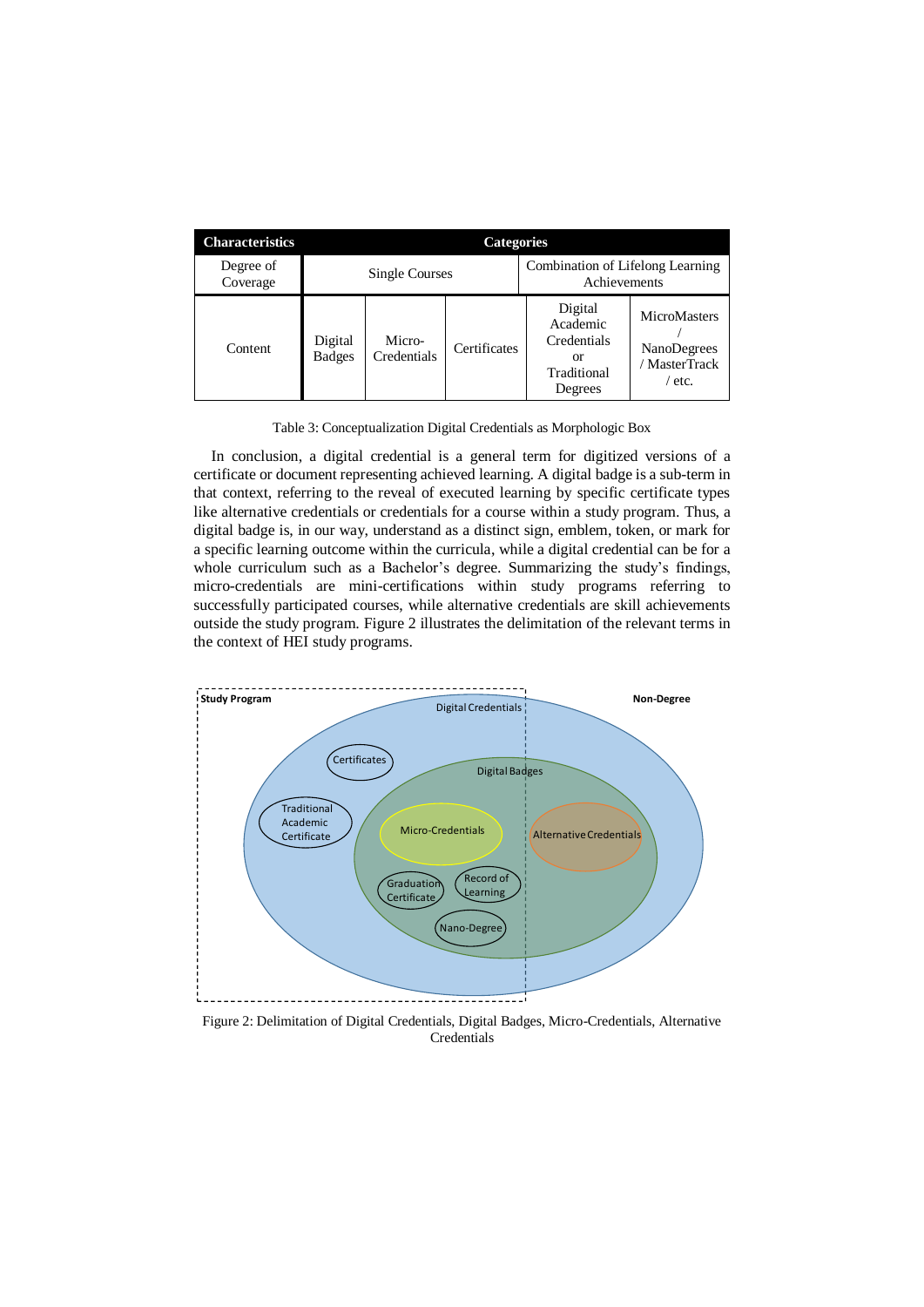| Characteristics | Categories | | | | |
|---|---|---|---|---|---|
| Degree of Coverage | Single Courses | | | Combination of Lifelong Learning Achievements | |
| Content | Digital Badges | Micro-Credentials | Certificates | Digital Academic Credentials or Traditional Degrees | MicroMasters / NanoDegrees / MasterTrack / etc. |

Table 3: Conceptualization Digital Credentials as Morphologic Box

In conclusion, a digital credential is a general term for digitized versions of a certificate or document representing achieved learning. A digital badge is a sub-term in that context, referring to the reveal of executed learning by specific certificate types like alternative credentials or credentials for a course within a study program. Thus, a digital badge is, in our way, understand as a distinct sign, emblem, token, or mark for a specific learning outcome within the curricula, while a digital credential can be for a whole curriculum such as a Bachelor's degree. Summarizing the study's findings, micro-credentials are mini-certifications within study programs referring to successfully participated courses, while alternative credentials are skill achievements outside the study program. Figure 2 illustrates the delimitation of the relevant terms in the context of HEI study programs.

Figure 2: Delimitation of Digital Credentials, Digital Badges, Micro-Credentials, Alternative Credentials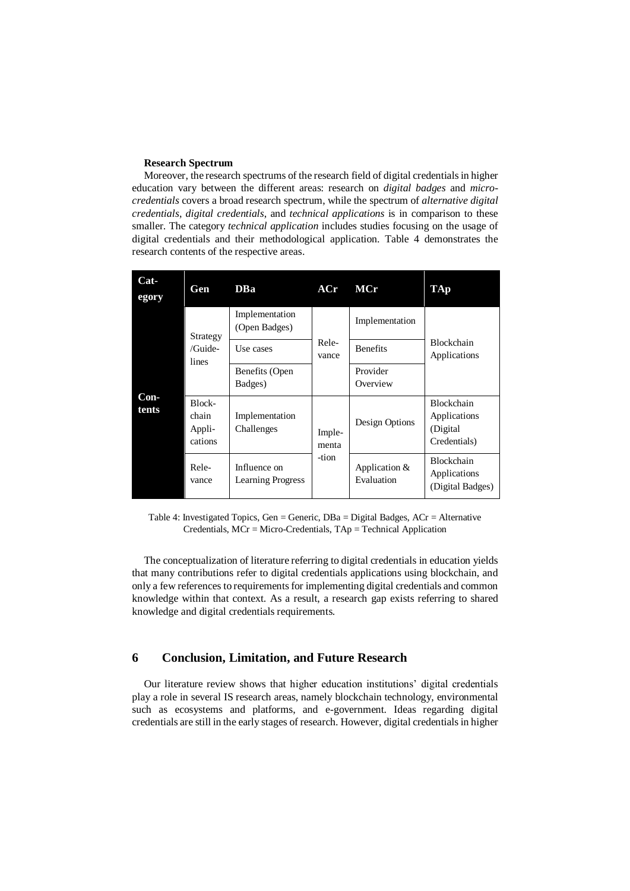**Research Spectrum**

Moreover, the research spectrums of the research field of digital credentials in higher education vary between the different areas: research on *digital badges* and *micro-credentials* covers a broad research spectrum, while the spectrum of *alternative digital credentials*, *digital credentials*, and *technical applications* is in comparison to these smaller. The category *technical application* includes studies focusing on the usage of digital credentials and their methodological application. Table 4 demonstrates the research contents of the respective areas.

| Category | Gen | DBa | ACr | MCr | TAp |
|---|---|---|---|---|---|
| Contents | Strategy /Guidelines | Implementation (Open Badges) | Relevance | Implementation | Blockchain Applications |
| | | Use cases | | Benefits | |
| | | Benefits (Open Badges) | | Provider Overview | |
| | Blockchain Applications | Implementation Challenges | Implementation | Design Options | Blockchain Applications (Digital Credentials) |
| | Relevance | Influence on Learning Progress | | Application & Evaluation | Blockchain Applications (Digital Badges) |

Table 4: Investigated Topics, Gen = Generic, DBa = Digital Badges, ACr = Alternative Credentials, MCr = Micro-Credentials, TAp = Technical Application

The conceptualization of literature referring to digital credentials in education yields that many contributions refer to digital credentials applications using blockchain, and only a few references to requirements for implementing digital credentials and common knowledge within that context. As a result, a research gap exists referring to shared knowledge and digital credentials requirements.

## 6 Conclusion, Limitation, and Future Research

Our literature review shows that higher education institutions' digital credentials play a role in several IS research areas, namely blockchain technology, environmental such as ecosystems and platforms, and e-government. Ideas regarding digital credentials are still in the early stages of research. However, digital credentials in higher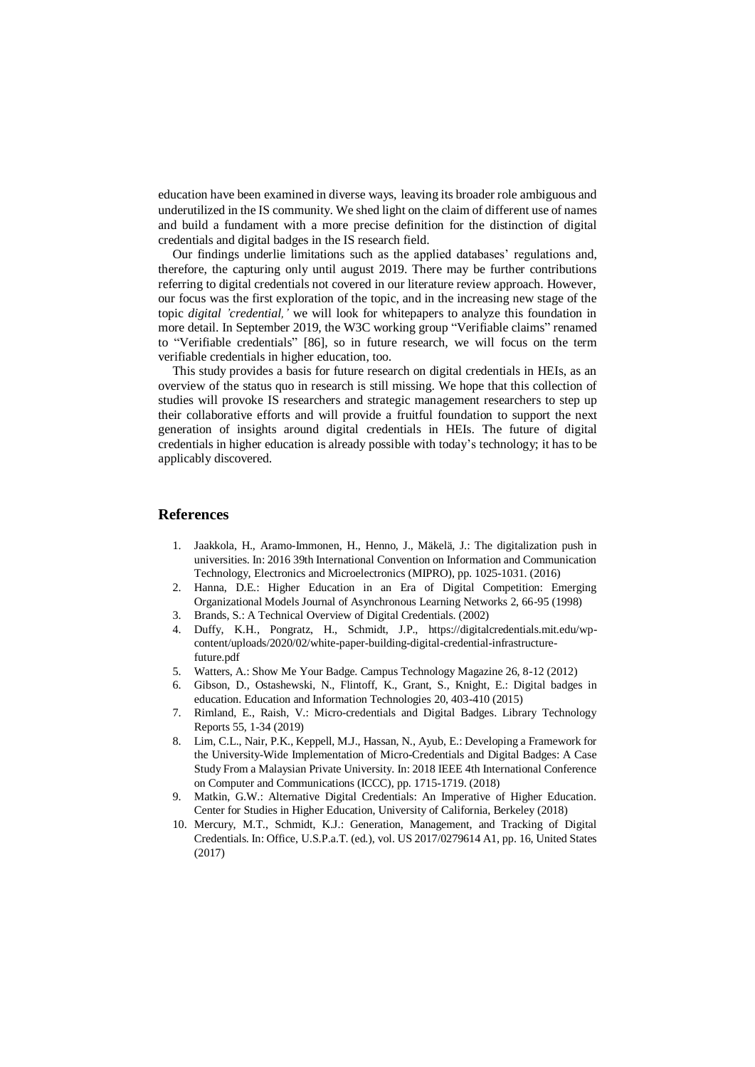education have been examined in diverse ways, leaving its broader role ambiguous and underutilized in the IS community. We shed light on the claim of different use of names and build a fundament with a more precise definition for the distinction of digital credentials and digital badges in the IS research field.

Our findings underlie limitations such as the applied databases' regulations and, therefore, the capturing only until august 2019. There may be further contributions referring to digital credentials not covered in our literature review approach. However, our focus was the first exploration of the topic, and in the increasing new stage of the topic *digital 'credential,'* we will look for whitepapers to analyze this foundation in more detail. In September 2019, the W3C working group "Verifiable claims" renamed to "Verifiable credentials" [86], so in future research, we will focus on the term verifiable credentials in higher education, too.

This study provides a basis for future research on digital credentials in HEIs, as an overview of the status quo in research is still missing. We hope that this collection of studies will provoke IS researchers and strategic management researchers to step up their collaborative efforts and will provide a fruitful foundation to support the next generation of insights around digital credentials in HEIs. The future of digital credentials in higher education is already possible with today's technology; it has to be applicably discovered.

## References

1. Jaakkola, H., Aramo-Immonen, H., Henno, J., Mäkelä, J.: The digitalization push in universities. In: 2016 39th International Convention on Information and Communication Technology, Electronics and Microelectronics (MIPRO), pp. 1025-1031. (2016)
2. Hanna, D.E.: Higher Education in an Era of Digital Competition: Emerging Organizational Models Journal of Asynchronous Learning Networks 2, 66-95 (1998)
3. Brands, S.: A Technical Overview of Digital Credentials. (2002)
4. Duffy, K.H., Pongratz, H., Schmidt, J.P., https://digitalcredentials.mit.edu/wp-content/uploads/2020/02/white-paper-building-digital-credential-infrastructure-future.pdf
5. Watters, A.: Show Me Your Badge. Campus Technology Magazine 26, 8-12 (2012)
6. Gibson, D., Ostashewski, N., Flintoff, K., Grant, S., Knight, E.: Digital badges in education. Education and Information Technologies 20, 403-410 (2015)
7. Rimland, E., Raish, V.: Micro-credentials and Digital Badges. Library Technology Reports 55, 1-34 (2019)
8. Lim, C.L., Nair, P.K., Keppell, M.J., Hassan, N., Ayub, E.: Developing a Framework for the University-Wide Implementation of Micro-Credentials and Digital Badges: A Case Study From a Malaysian Private University. In: 2018 IEEE 4th International Conference on Computer and Communications (ICCC), pp. 1715-1719. (2018)
9. Matkin, G.W.: Alternative Digital Credentials: An Imperative of Higher Education. Center for Studies in Higher Education, University of California, Berkeley (2018)
10. Mercury, M.T., Schmidt, K.J.: Generation, Management, and Tracking of Digital Credentials. In: Office, U.S.P.a.T. (ed.), vol. US 2017/0279614 A1, pp. 16, United States (2017)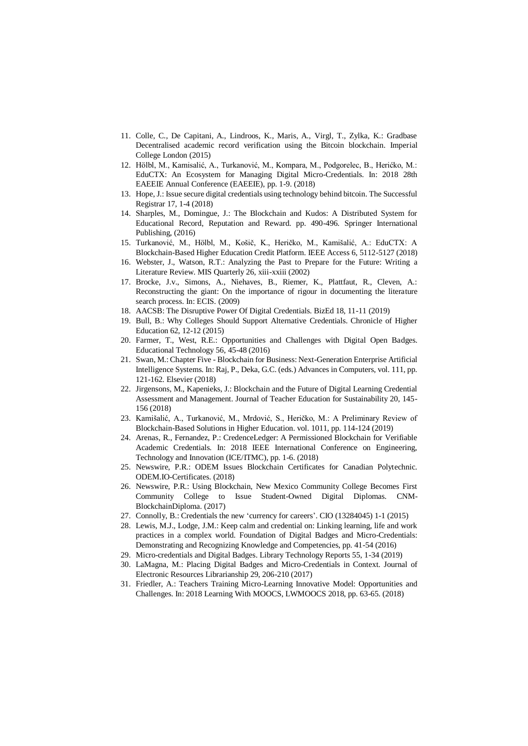11. Colle, C., De Capitani, A., Lindroos, K., Maris, A., Virgl, T., Zylka, K.: Gradbase Decentralised academic record verification using the Bitcoin blockchain. Imperial College London (2015)
12. Hölbl, M., Kamisalić, A., Turkanović, M., Kompara, M., Podgorelec, B., Heričko, M.: EduCTX: An Ecosystem for Managing Digital Micro-Credentials. In: 2018 28th EAEEIE Annual Conference (EAEEIE), pp. 1-9. (2018)
13. Hope, J.: Issue secure digital credentials using technology behind bitcoin. The Successful Registrar 17, 1-4 (2018)
14. Sharples, M., Domingue, J.: The Blockchain and Kudos: A Distributed System for Educational Record, Reputation and Reward. pp. 490-496. Springer International Publishing, (2016)
15. Turkanović, M., Hölbl, M., Košič, K., Heričko, M., Kamišalić, A.: EduCTX: A Blockchain-Based Higher Education Credit Platform. IEEE Access 6, 5112-5127 (2018)
16. Webster, J., Watson, R.T.: Analyzing the Past to Prepare for the Future: Writing a Literature Review. MIS Quarterly 26, xiii-xxiii (2002)
17. Brocke, J.v., Simons, A., Niehaves, B., Riemer, K., Plattfaut, R., Cleven, A.: Reconstructing the giant: On the importance of rigour in documenting the literature search process. In: ECIS. (2009)
18. AACSB: The Disruptive Power Of Digital Credentials. BizEd 18, 11-11 (2019)
19. Bull, B.: Why Colleges Should Support Alternative Credentials. Chronicle of Higher Education 62, 12-12 (2015)
20. Farmer, T., West, R.E.: Opportunities and Challenges with Digital Open Badges. Educational Technology 56, 45-48 (2016)
21. Swan, M.: Chapter Five - Blockchain for Business: Next-Generation Enterprise Artificial Intelligence Systems. In: Raj, P., Deka, G.C. (eds.) Advances in Computers, vol. 111, pp. 121-162. Elsevier (2018)
22. Jirgensons, M., Kapenieks, J.: Blockchain and the Future of Digital Learning Credential Assessment and Management. Journal of Teacher Education for Sustainability 20, 145-156 (2018)
23. Kamišalić, A., Turkanović, M., Mrdović, S., Heričko, M.: A Preliminary Review of Blockchain-Based Solutions in Higher Education. vol. 1011, pp. 114-124 (2019)
24. Arenas, R., Fernandez, P.: CredenceLedger: A Permissioned Blockchain for Verifiable Academic Credentials. In: 2018 IEEE International Conference on Engineering, Technology and Innovation (ICE/ITMC), pp. 1-6. (2018)
25. Newswire, P.R.: ODEM Issues Blockchain Certificates for Canadian Polytechnic. ODEM.IO-Certificates. (2018)
26. Newswire, P.R.: Using Blockchain, New Mexico Community College Becomes First Community College to Issue Student-Owned Digital Diplomas. CNM-BlockchainDiploma. (2017)
27. Connolly, B.: Credentials the new 'currency for careers'. CIO (13284045) 1-1 (2015)
28. Lewis, M.J., Lodge, J.M.: Keep calm and credential on: Linking learning, life and work practices in a complex world. Foundation of Digital Badges and Micro-Credentials: Demonstrating and Recognizing Knowledge and Competencies, pp. 41-54 (2016)
29. Micro-credentials and Digital Badges. Library Technology Reports 55, 1-34 (2019)
30. LaMagna, M.: Placing Digital Badges and Micro-Credentials in Context. Journal of Electronic Resources Librarianship 29, 206-210 (2017)
31. Friedler, A.: Teachers Training Micro-Learning Innovative Model: Opportunities and Challenges. In: 2018 Learning With MOOCS, LWMOOCS 2018, pp. 63-65. (2018)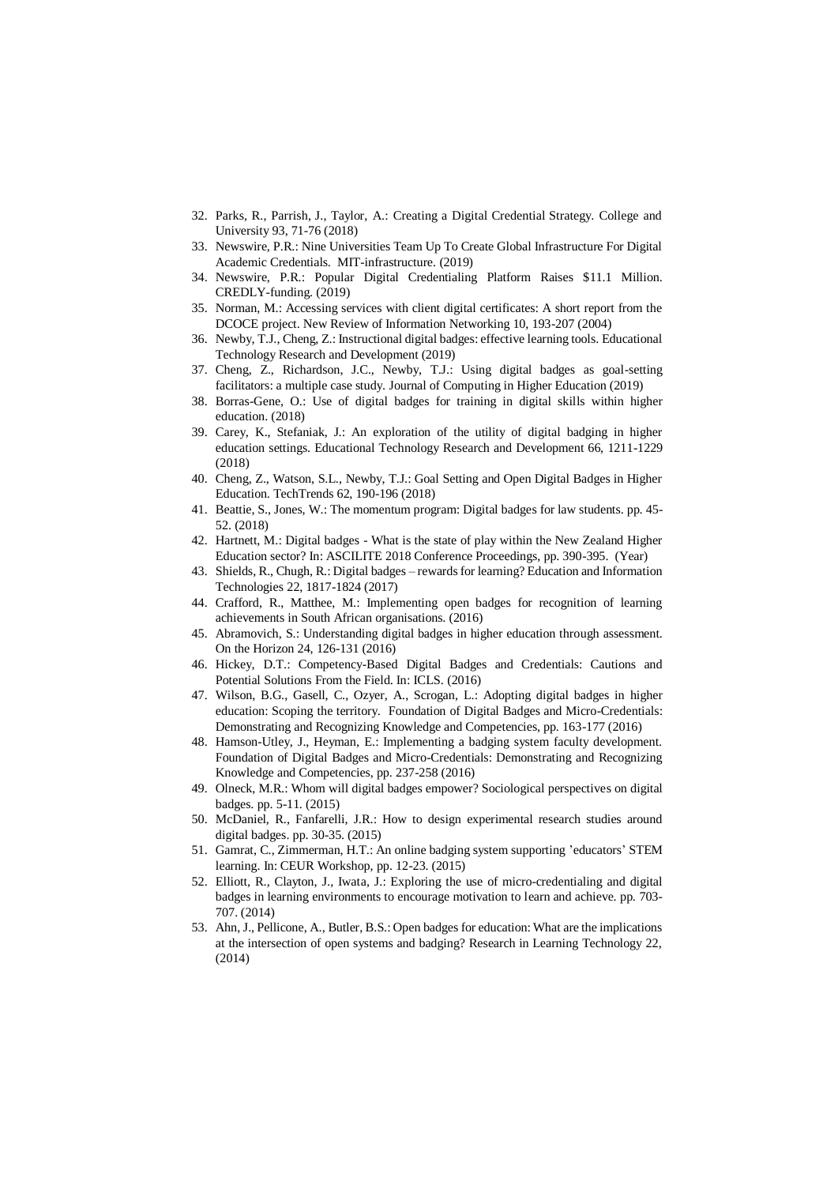32. Parks, R., Parrish, J., Taylor, A.: Creating a Digital Credential Strategy. College and University 93, 71-76 (2018)
33. Newswire, P.R.: Nine Universities Team Up To Create Global Infrastructure For Digital Academic Credentials. MIT-infrastructure. (2019)
34. Newswire, P.R.: Popular Digital Credentialing Platform Raises $11.1 Million. CREDLY-funding. (2019)
35. Norman, M.: Accessing services with client digital certificates: A short report from the DCOCE project. New Review of Information Networking 10, 193-207 (2004)
36. Newby, T.J., Cheng, Z.: Instructional digital badges: effective learning tools. Educational Technology Research and Development (2019)
37. Cheng, Z., Richardson, J.C., Newby, T.J.: Using digital badges as goal-setting facilitators: a multiple case study. Journal of Computing in Higher Education (2019)
38. Borras-Gene, O.: Use of digital badges for training in digital skills within higher education. (2018)
39. Carey, K., Stefaniak, J.: An exploration of the utility of digital badging in higher education settings. Educational Technology Research and Development 66, 1211-1229 (2018)
40. Cheng, Z., Watson, S.L., Newby, T.J.: Goal Setting and Open Digital Badges in Higher Education. TechTrends 62, 190-196 (2018)
41. Beattie, S., Jones, W.: The momentum program: Digital badges for law students. pp. 45-52. (2018)
42. Hartnett, M.: Digital badges - What is the state of play within the New Zealand Higher Education sector? In: ASCILITE 2018 Conference Proceedings, pp. 390-395. (Year)
43. Shields, R., Chugh, R.: Digital badges – rewards for learning? Education and Information Technologies 22, 1817-1824 (2017)
44. Crafford, R., Matthee, M.: Implementing open badges for recognition of learning achievements in South African organisations. (2016)
45. Abramovich, S.: Understanding digital badges in higher education through assessment. On the Horizon 24, 126-131 (2016)
46. Hickey, D.T.: Competency-Based Digital Badges and Credentials: Cautions and Potential Solutions From the Field. In: ICLS. (2016)
47. Wilson, B.G., Gasell, C., Ozyer, A., Scrogan, L.: Adopting digital badges in higher education: Scoping the territory. Foundation of Digital Badges and Micro-Credentials: Demonstrating and Recognizing Knowledge and Competencies, pp. 163-177 (2016)
48. Hamson-Utley, J., Heyman, E.: Implementing a badging system faculty development. Foundation of Digital Badges and Micro-Credentials: Demonstrating and Recognizing Knowledge and Competencies, pp. 237-258 (2016)
49. Olneck, M.R.: Whom will digital badges empower? Sociological perspectives on digital badges. pp. 5-11. (2015)
50. McDaniel, R., Fanfarelli, J.R.: How to design experimental research studies around digital badges. pp. 30-35. (2015)
51. Gamrat, C., Zimmerman, H.T.: An online badging system supporting 'educators' STEM learning. In: CEUR Workshop, pp. 12-23. (2015)
52. Elliott, R., Clayton, J., Iwata, J.: Exploring the use of micro-credentialing and digital badges in learning environments to encourage motivation to learn and achieve. pp. 703-707. (2014)
53. Ahn, J., Pellicone, A., Butler, B.S.: Open badges for education: What are the implications at the intersection of open systems and badging? Research in Learning Technology 22, (2014)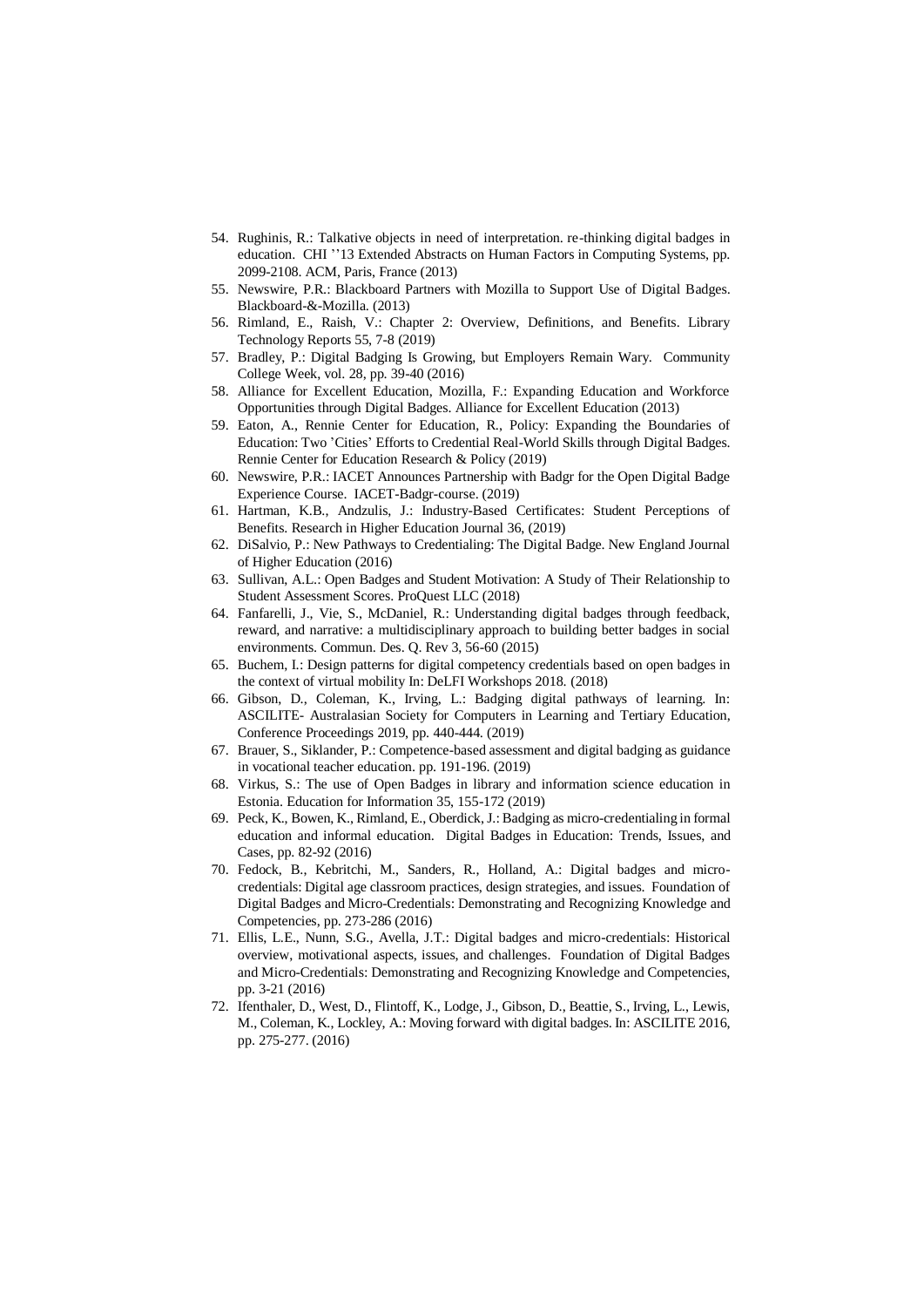54. Rughinis, R.: Talkative objects in need of interpretation. re-thinking digital badges in education. CHI ''13 Extended Abstracts on Human Factors in Computing Systems, pp. 2099-2108. ACM, Paris, France (2013)
55. Newswire, P.R.: Blackboard Partners with Mozilla to Support Use of Digital Badges. Blackboard-&-Mozilla. (2013)
56. Rimland, E., Raish, V.: Chapter 2: Overview, Definitions, and Benefits. Library Technology Reports 55, 7-8 (2019)
57. Bradley, P.: Digital Badging Is Growing, but Employers Remain Wary. Community College Week, vol. 28, pp. 39-40 (2016)
58. Alliance for Excellent Education, Mozilla, F.: Expanding Education and Workforce Opportunities through Digital Badges. Alliance for Excellent Education (2013)
59. Eaton, A., Rennie Center for Education, R., Policy: Expanding the Boundaries of Education: Two 'Cities' Efforts to Credential Real-World Skills through Digital Badges. Rennie Center for Education Research & Policy (2019)
60. Newswire, P.R.: IACET Announces Partnership with Badgr for the Open Digital Badge Experience Course. IACET-Badgr-course. (2019)
61. Hartman, K.B., Andzulis, J.: Industry-Based Certificates: Student Perceptions of Benefits. Research in Higher Education Journal 36, (2019)
62. DiSalvio, P.: New Pathways to Credentialing: The Digital Badge. New England Journal of Higher Education (2016)
63. Sullivan, A.L.: Open Badges and Student Motivation: A Study of Their Relationship to Student Assessment Scores. ProQuest LLC (2018)
64. Fanfarelli, J., Vie, S., McDaniel, R.: Understanding digital badges through feedback, reward, and narrative: a multidisciplinary approach to building better badges in social environments. Commun. Des. Q. Rev 3, 56-60 (2015)
65. Buchem, I.: Design patterns for digital competency credentials based on open badges in the context of virtual mobility In: DeLFI Workshops 2018. (2018)
66. Gibson, D., Coleman, K., Irving, L.: Badging digital pathways of learning. In: ASCILITE- Australasian Society for Computers in Learning and Tertiary Education, Conference Proceedings 2019, pp. 440-444. (2019)
67. Brauer, S., Siklander, P.: Competence-based assessment and digital badging as guidance in vocational teacher education. pp. 191-196. (2019)
68. Virkus, S.: The use of Open Badges in library and information science education in Estonia. Education for Information 35, 155-172 (2019)
69. Peck, K., Bowen, K., Rimland, E., Oberdick, J.: Badging as micro-credentialing in formal education and informal education. Digital Badges in Education: Trends, Issues, and Cases, pp. 82-92 (2016)
70. Fedock, B., Kebritchi, M., Sanders, R., Holland, A.: Digital badges and micro-credentials: Digital age classroom practices, design strategies, and issues. Foundation of Digital Badges and Micro-Credentials: Demonstrating and Recognizing Knowledge and Competencies, pp. 273-286 (2016)
71. Ellis, L.E., Nunn, S.G., Avella, J.T.: Digital badges and micro-credentials: Historical overview, motivational aspects, issues, and challenges. Foundation of Digital Badges and Micro-Credentials: Demonstrating and Recognizing Knowledge and Competencies, pp. 3-21 (2016)
72. Ifenthaler, D., West, D., Flintoff, K., Lodge, J., Gibson, D., Beattie, S., Irving, L., Lewis, M., Coleman, K., Lockley, A.: Moving forward with digital badges. In: ASCILITE 2016, pp. 275-277. (2016)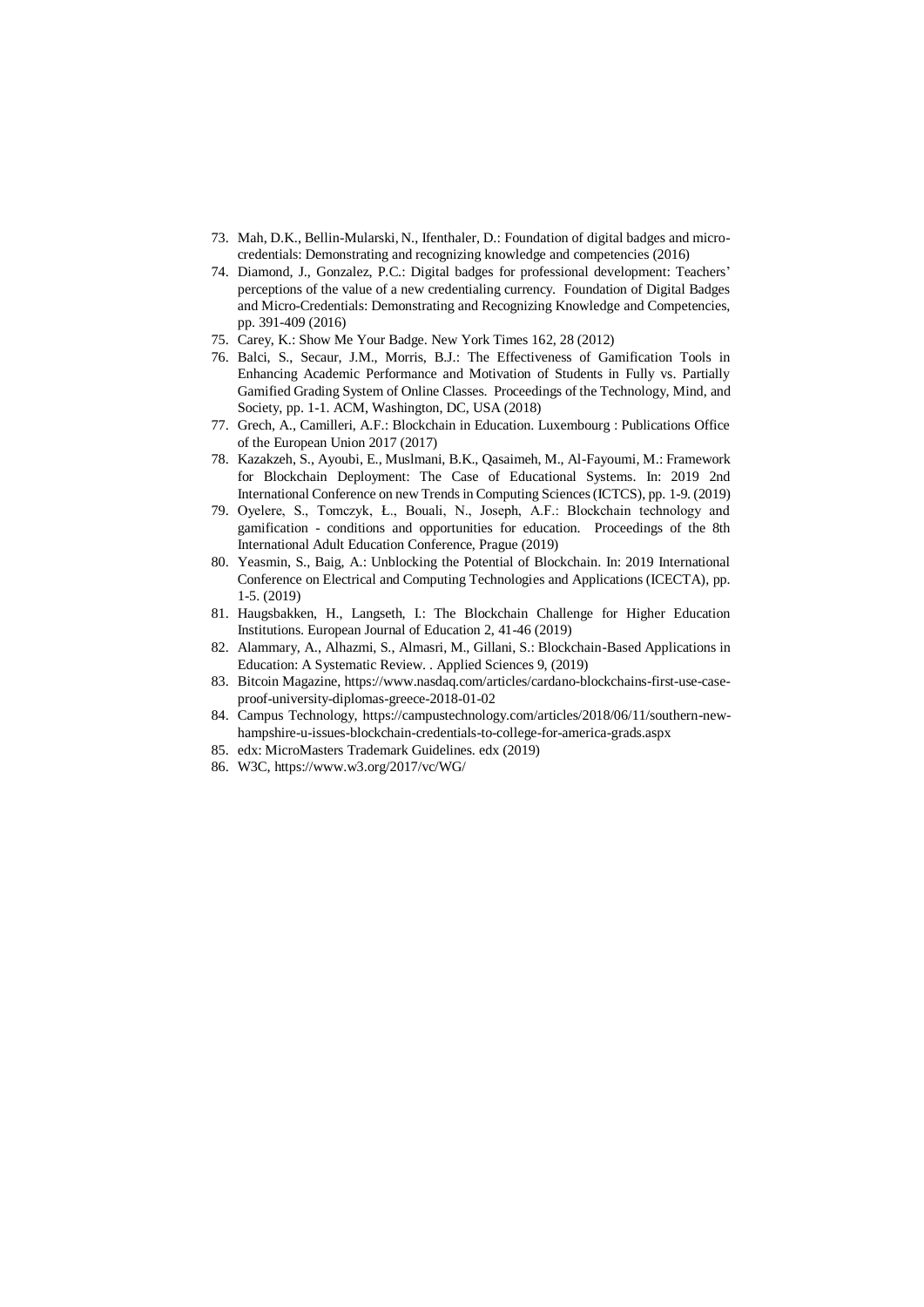73. Mah, D.K., Bellin-Mularski, N., Ifenthaler, D.: Foundation of digital badges and micro-credentials: Demonstrating and recognizing knowledge and competencies (2016)
74. Diamond, J., Gonzalez, P.C.: Digital badges for professional development: Teachers' perceptions of the value of a new credentialing currency. Foundation of Digital Badges and Micro-Credentials: Demonstrating and Recognizing Knowledge and Competencies, pp. 391-409 (2016)
75. Carey, K.: Show Me Your Badge. New York Times 162, 28 (2012)
76. Balci, S., Secaur, J.M., Morris, B.J.: The Effectiveness of Gamification Tools in Enhancing Academic Performance and Motivation of Students in Fully vs. Partially Gamified Grading System of Online Classes. Proceedings of the Technology, Mind, and Society, pp. 1-1. ACM, Washington, DC, USA (2018)
77. Grech, A., Camilleri, A.F.: Blockchain in Education. Luxembourg : Publications Office of the European Union 2017 (2017)
78. Kazakzeh, S., Ayoubi, E., Muslmani, B.K., Qasaimeh, M., Al-Fayoumi, M.: Framework for Blockchain Deployment: The Case of Educational Systems. In: 2019 2nd International Conference on new Trends in Computing Sciences (ICTCS), pp. 1-9. (2019)
79. Oyelere, S., Tomczyk, Ł., Bouali, N., Joseph, A.F.: Blockchain technology and gamification - conditions and opportunities for education. Proceedings of the 8th International Adult Education Conference, Prague (2019)
80. Yeasmin, S., Baig, A.: Unblocking the Potential of Blockchain. In: 2019 International Conference on Electrical and Computing Technologies and Applications (ICECTA), pp. 1-5. (2019)
81. Haugsbakken, H., Langseth, I.: The Blockchain Challenge for Higher Education Institutions. European Journal of Education 2, 41-46 (2019)
82. Alammary, A., Alhazmi, S., Almasri, M., Gillani, S.: Blockchain-Based Applications in Education: A Systematic Review. . Applied Sciences 9, (2019)
83. Bitcoin Magazine, https://www.nasdaq.com/articles/cardano-blockchains-first-use-case-proof-university-diplomas-greece-2018-01-02
84. Campus Technology, https://campustechnology.com/articles/2018/06/11/southern-new-hampshire-u-issues-blockchain-credentials-to-college-for-america-grads.aspx
85. edx: MicroMasters Trademark Guidelines. edx (2019)
86. W3C, https://www.w3.org/2017/vc/WG/